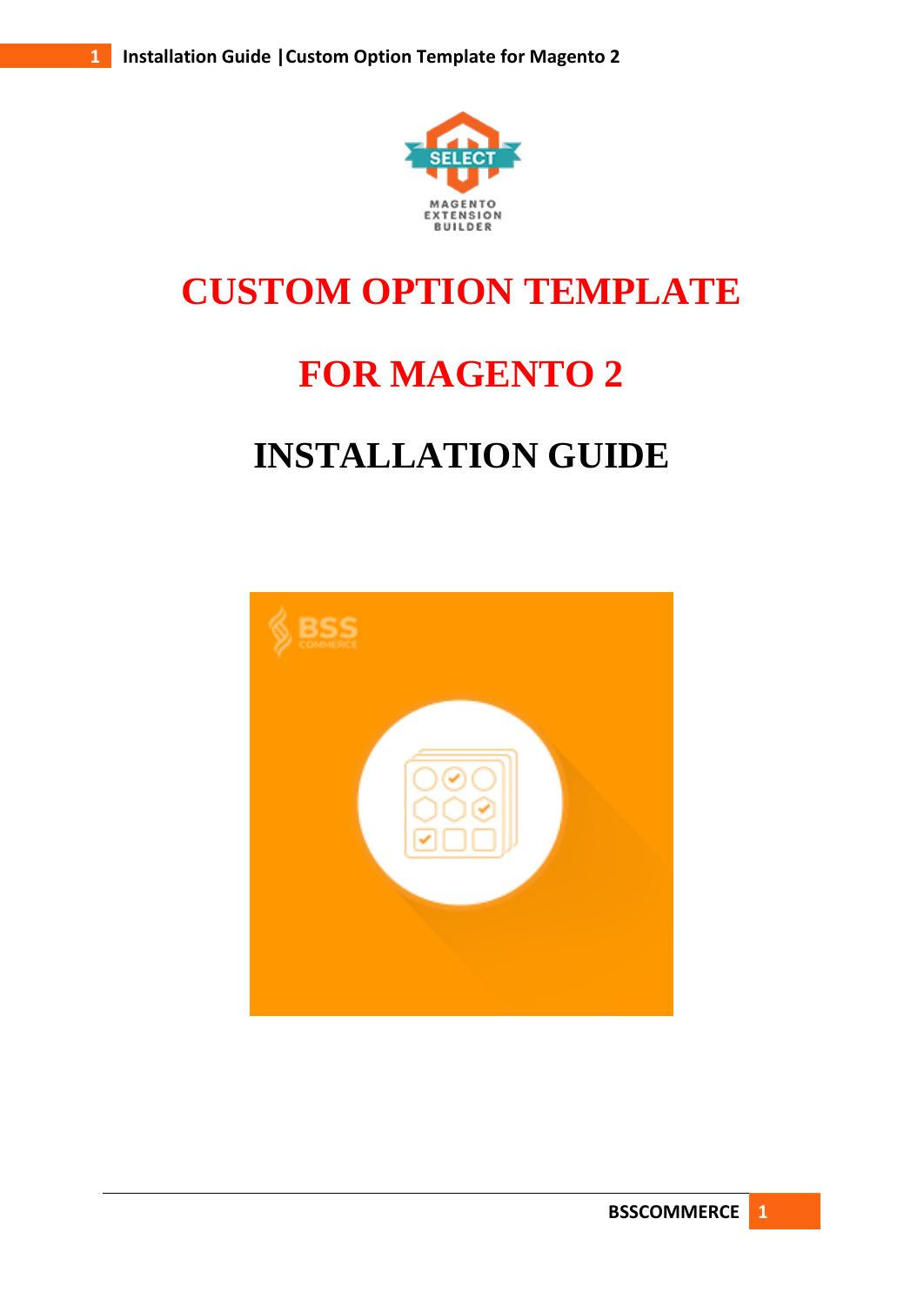# CUSTOM OPTION TEMPLATE

# FOR MAGENTO 2

# INSTALLATION GUIDE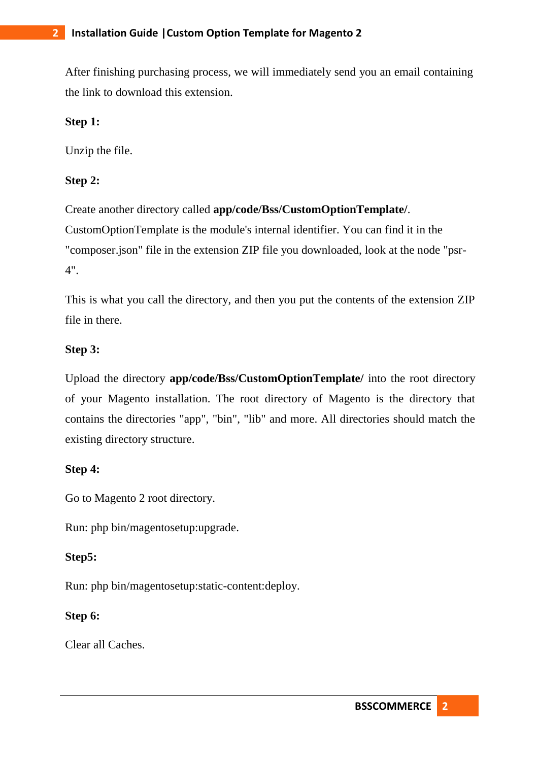After finishing purchasing process, we will immediately send you an email containing the link to download this extension.

**Step 1:**

Unzip the file.

**Step 2:**

Create another directory called **app/code/Bss/CustomOptionTemplate/**. CustomOptionTemplate is the module's internal identifier. You can find it in the "composer.json" file in the extension ZIP file you downloaded, look at the node "psr-4".

This is what you call the directory, and then you put the contents of the extension ZIP file in there.

**Step 3:**

Upload the directory **app/code/Bss/CustomOptionTemplate/** into the root directory of your Magento installation. The root directory of Magento is the directory that contains the directories "app", "bin", "lib" and more. All directories should match the existing directory structure.

**Step 4:**

Go to Magento 2 root directory.

Run: php bin/magentosetup:upgrade.

**Step5:**

Run: php bin/magentosetup:static-content:deploy.

**Step 6:**

Clear all Caches.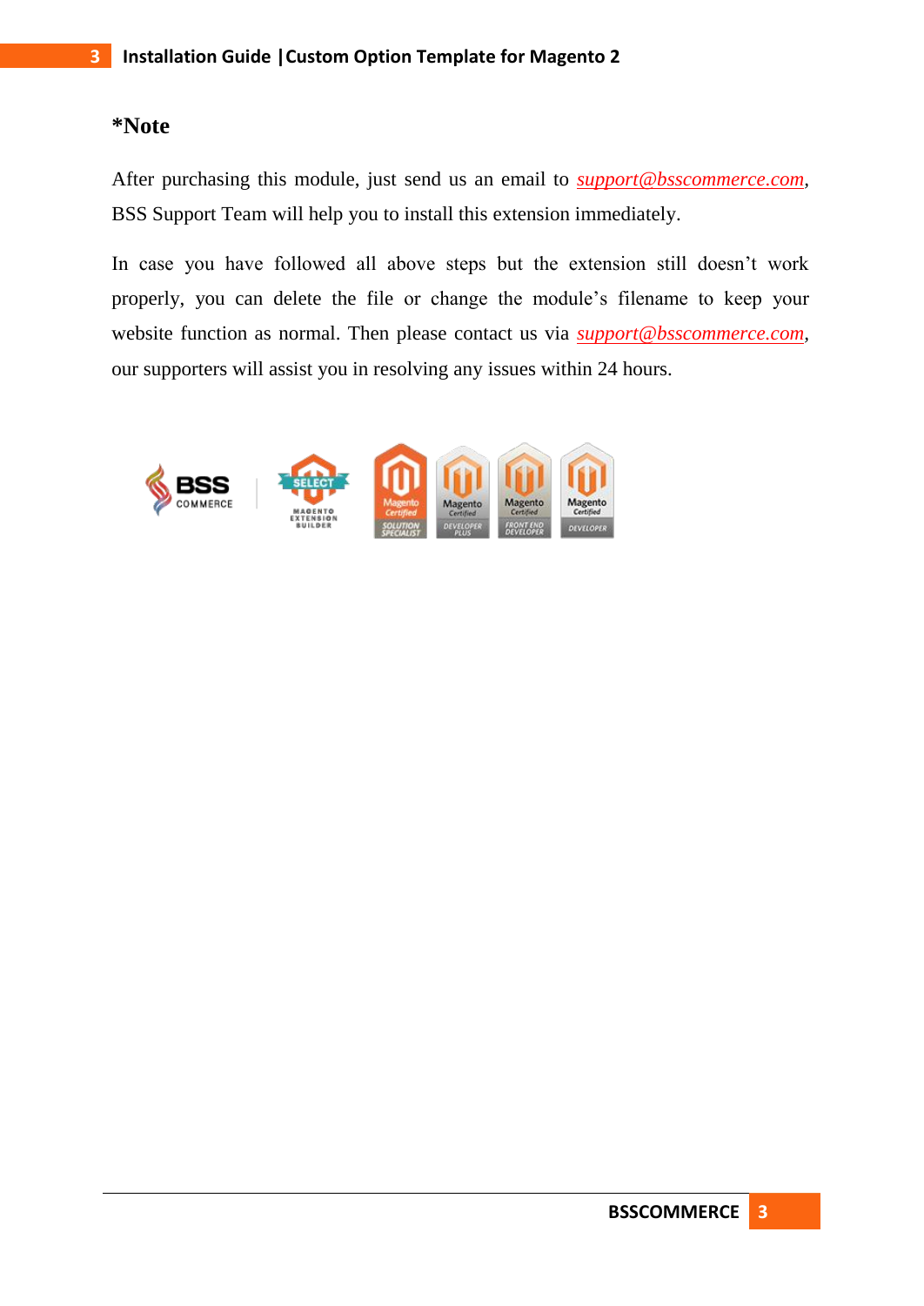## *Note

After purchasing this module, just send us an email to *support@bsscommerce.com*, BSS Support Team will help you to install this extension immediately.

In case you have followed all above steps but the extension still doesn't work properly, you can delete the file or change the module's filename to keep your website function as normal. Then please contact us via *support@bsscommerce.com*, our supporters will assist you in resolving any issues within 24 hours.